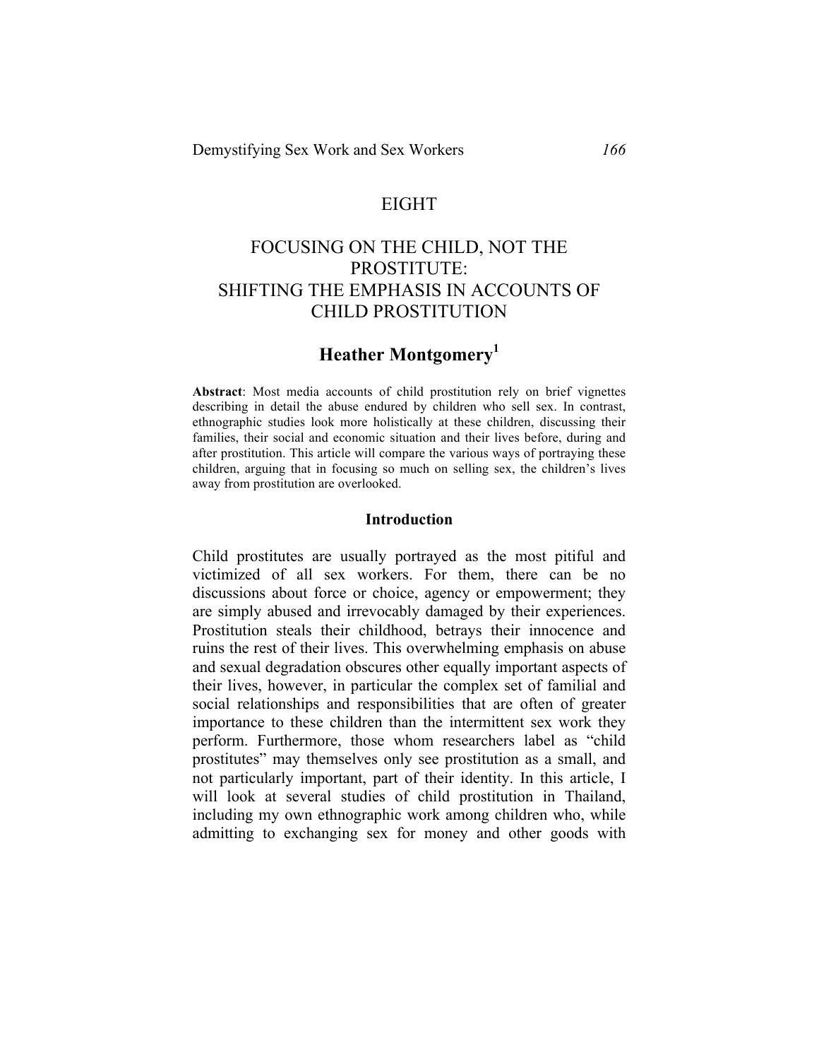EIGHT

# FOCUSING ON THE CHILD, NOT THE PROSTITUTE: SHIFTING THE EMPHASIS IN ACCOUNTS OF CHILD PROSTITUTION

## Heather Montgomery[1]

**Abstract**: Most media accounts of child prostitution rely on brief vignettes describing in detail the abuse endured by children who sell sex. In contrast, ethnographic studies look more holistically at these children, discussing their families, their social and economic situation and their lives before, during and after prostitution. This article will compare the various ways of portraying these children, arguing that in focusing so much on selling sex, the children's lives away from prostitution are overlooked.

### Introduction

Child prostitutes are usually portrayed as the most pitiful and victimized of all sex workers. For them, there can be no discussions about force or choice, agency or empowerment; they are simply abused and irrevocably damaged by their experiences. Prostitution steals their childhood, betrays their innocence and ruins the rest of their lives. This overwhelming emphasis on abuse and sexual degradation obscures other equally important aspects of their lives, however, in particular the complex set of familial and social relationships and responsibilities that are often of greater importance to these children than the intermittent sex work they perform. Furthermore, those whom researchers label as "child prostitutes" may themselves only see prostitution as a small, and not particularly important, part of their identity. In this article, I will look at several studies of child prostitution in Thailand, including my own ethnographic work among children who, while admitting to exchanging sex for money and other goods with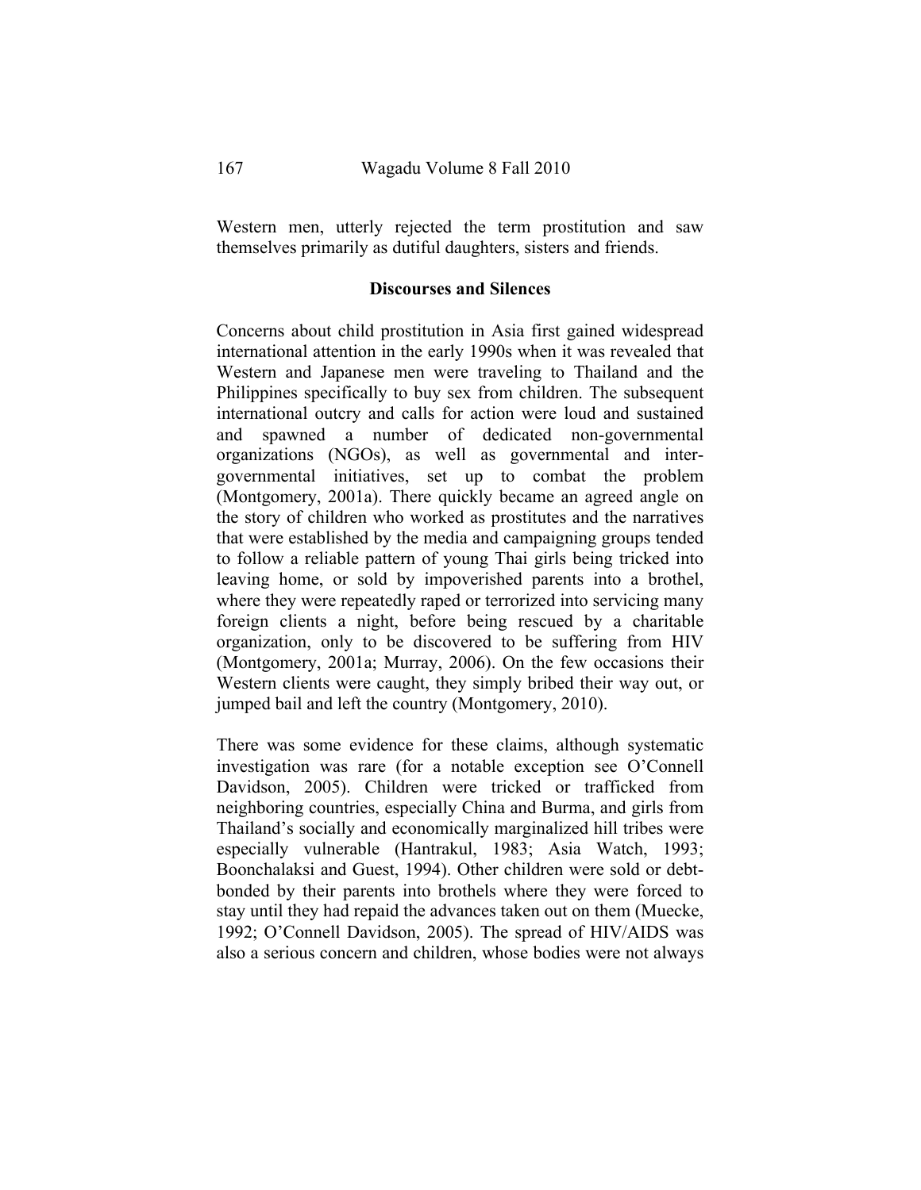Western men, utterly rejected the term prostitution and saw themselves primarily as dutiful daughters, sisters and friends.

## Discourses and Silences

Concerns about child prostitution in Asia first gained widespread international attention in the early 1990s when it was revealed that Western and Japanese men were traveling to Thailand and the Philippines specifically to buy sex from children. The subsequent international outcry and calls for action were loud and sustained and spawned a number of dedicated non-governmental organizations (NGOs), as well as governmental and inter-governmental initiatives, set up to combat the problem (Montgomery, 2001a). There quickly became an agreed angle on the story of children who worked as prostitutes and the narratives that were established by the media and campaigning groups tended to follow a reliable pattern of young Thai girls being tricked into leaving home, or sold by impoverished parents into a brothel, where they were repeatedly raped or terrorized into servicing many foreign clients a night, before being rescued by a charitable organization, only to be discovered to be suffering from HIV (Montgomery, 2001a; Murray, 2006). On the few occasions their Western clients were caught, they simply bribed their way out, or jumped bail and left the country (Montgomery, 2010).

There was some evidence for these claims, although systematic investigation was rare (for a notable exception see O'Connell Davidson, 2005). Children were tricked or trafficked from neighboring countries, especially China and Burma, and girls from Thailand's socially and economically marginalized hill tribes were especially vulnerable (Hantrakul, 1983; Asia Watch, 1993; Boonchalaksi and Guest, 1994). Other children were sold or debt-bonded by their parents into brothels where they were forced to stay until they had repaid the advances taken out on them (Muecke, 1992; O'Connell Davidson, 2005). The spread of HIV/AIDS was also a serious concern and children, whose bodies were not always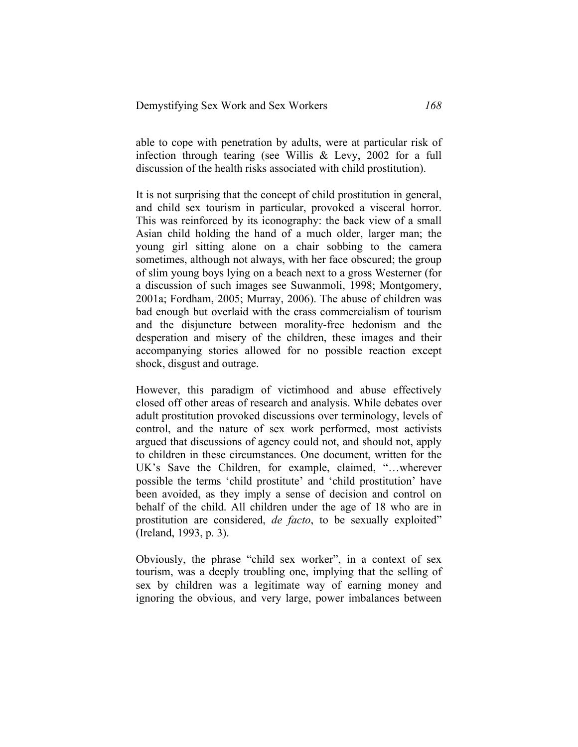able to cope with penetration by adults, were at particular risk of infection through tearing (see Willis & Levy, 2002 for a full discussion of the health risks associated with child prostitution).

It is not surprising that the concept of child prostitution in general, and child sex tourism in particular, provoked a visceral horror. This was reinforced by its iconography: the back view of a small Asian child holding the hand of a much older, larger man; the young girl sitting alone on a chair sobbing to the camera sometimes, although not always, with her face obscured; the group of slim young boys lying on a beach next to a gross Westerner (for a discussion of such images see Suwanmoli, 1998; Montgomery, 2001a; Fordham, 2005; Murray, 2006). The abuse of children was bad enough but overlaid with the crass commercialism of tourism and the disjuncture between morality-free hedonism and the desperation and misery of the children, these images and their accompanying stories allowed for no possible reaction except shock, disgust and outrage.

However, this paradigm of victimhood and abuse effectively closed off other areas of research and analysis. While debates over adult prostitution provoked discussions over terminology, levels of control, and the nature of sex work performed, most activists argued that discussions of agency could not, and should not, apply to children in these circumstances. One document, written for the UK's Save the Children, for example, claimed, "…wherever possible the terms 'child prostitute' and 'child prostitution' have been avoided, as they imply a sense of decision and control on behalf of the child. All children under the age of 18 who are in prostitution are considered, *de facto*, to be sexually exploited" (Ireland, 1993, p. 3).

Obviously, the phrase "child sex worker", in a context of sex tourism, was a deeply troubling one, implying that the selling of sex by children was a legitimate way of earning money and ignoring the obvious, and very large, power imbalances between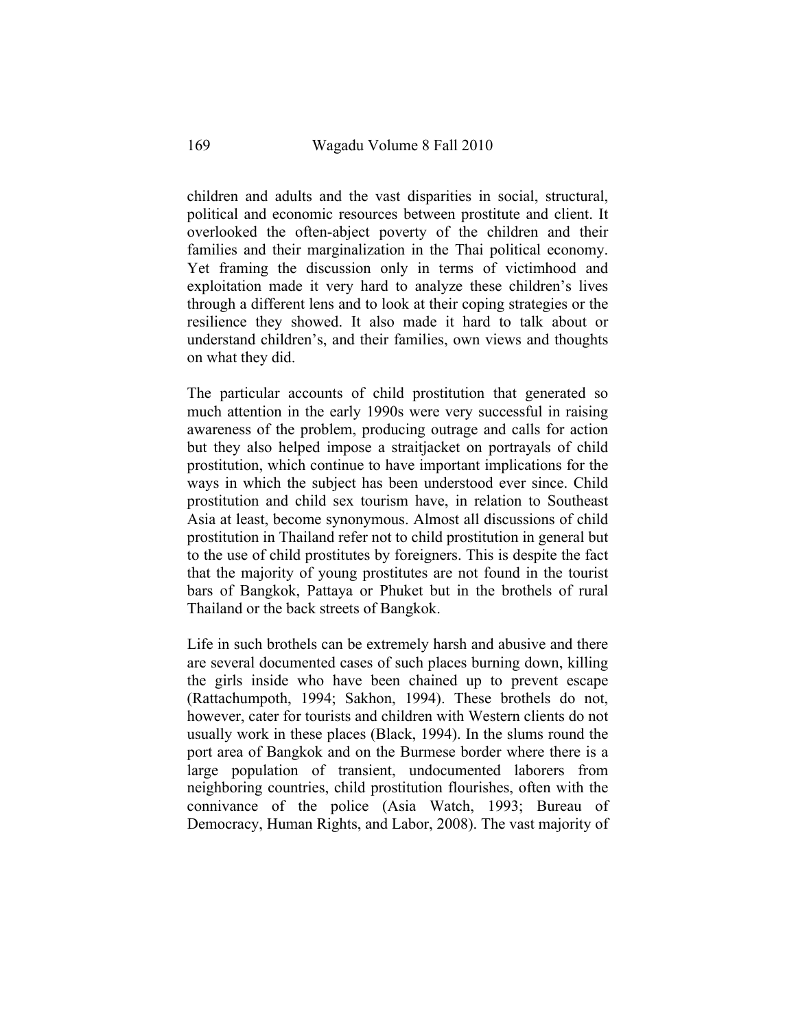children and adults and the vast disparities in social, structural, political and economic resources between prostitute and client. It overlooked the often-abject poverty of the children and their families and their marginalization in the Thai political economy. Yet framing the discussion only in terms of victimhood and exploitation made it very hard to analyze these children's lives through a different lens and to look at their coping strategies or the resilience they showed. It also made it hard to talk about or understand children's, and their families, own views and thoughts on what they did.

The particular accounts of child prostitution that generated so much attention in the early 1990s were very successful in raising awareness of the problem, producing outrage and calls for action but they also helped impose a straitjacket on portrayals of child prostitution, which continue to have important implications for the ways in which the subject has been understood ever since. Child prostitution and child sex tourism have, in relation to Southeast Asia at least, become synonymous. Almost all discussions of child prostitution in Thailand refer not to child prostitution in general but to the use of child prostitutes by foreigners. This is despite the fact that the majority of young prostitutes are not found in the tourist bars of Bangkok, Pattaya or Phuket but in the brothels of rural Thailand or the back streets of Bangkok.

Life in such brothels can be extremely harsh and abusive and there are several documented cases of such places burning down, killing the girls inside who have been chained up to prevent escape (Rattachumpoth, 1994; Sakhon, 1994). These brothels do not, however, cater for tourists and children with Western clients do not usually work in these places (Black, 1994). In the slums round the port area of Bangkok and on the Burmese border where there is a large population of transient, undocumented laborers from neighboring countries, child prostitution flourishes, often with the connivance of the police (Asia Watch, 1993; Bureau of Democracy, Human Rights, and Labor, 2008). The vast majority of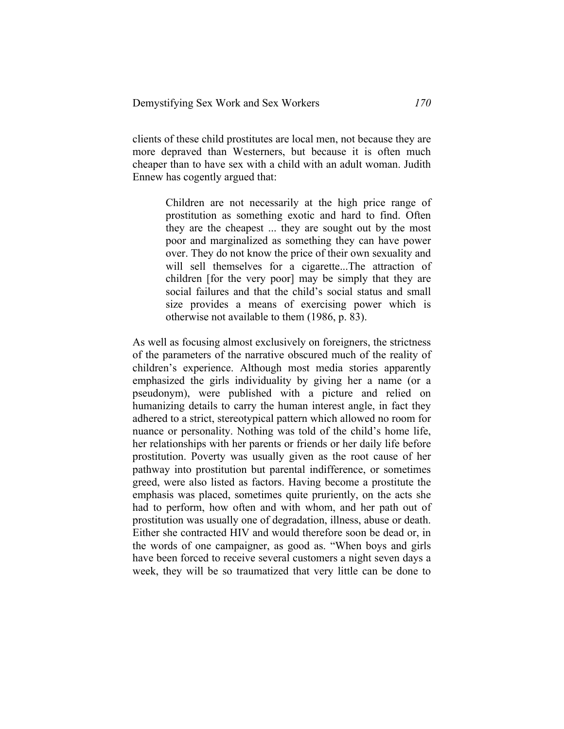clients of these child prostitutes are local men, not because they are more depraved than Westerners, but because it is often much cheaper than to have sex with a child with an adult woman. Judith Ennew has cogently argued that:

> Children are not necessarily at the high price range of prostitution as something exotic and hard to find. Often they are the cheapest ... they are sought out by the most poor and marginalized as something they can have power over. They do not know the price of their own sexuality and will sell themselves for a cigarette...The attraction of children [for the very poor] may be simply that they are social failures and that the child's social status and small size provides a means of exercising power which is otherwise not available to them (1986, p. 83).

As well as focusing almost exclusively on foreigners, the strictness of the parameters of the narrative obscured much of the reality of children's experience. Although most media stories apparently emphasized the girls individuality by giving her a name (or a pseudonym), were published with a picture and relied on humanizing details to carry the human interest angle, in fact they adhered to a strict, stereotypical pattern which allowed no room for nuance or personality. Nothing was told of the child's home life, her relationships with her parents or friends or her daily life before prostitution. Poverty was usually given as the root cause of her pathway into prostitution but parental indifference, or sometimes greed, were also listed as factors. Having become a prostitute the emphasis was placed, sometimes quite pruriently, on the acts she had to perform, how often and with whom, and her path out of prostitution was usually one of degradation, illness, abuse or death. Either she contracted HIV and would therefore soon be dead or, in the words of one campaigner, as good as. "When boys and girls have been forced to receive several customers a night seven days a week, they will be so traumatized that very little can be done to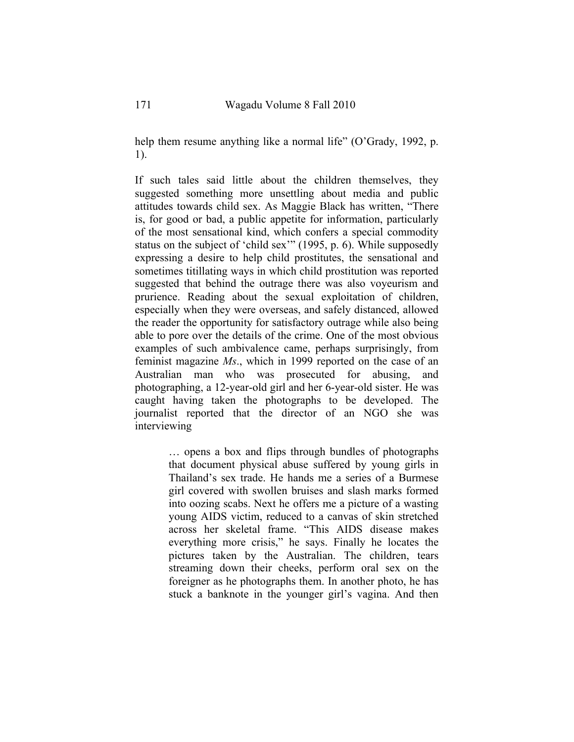help them resume anything like a normal life" (O'Grady, 1992, p. 1).

If such tales said little about the children themselves, they suggested something more unsettling about media and public attitudes towards child sex. As Maggie Black has written, "There is, for good or bad, a public appetite for information, particularly of the most sensational kind, which confers a special commodity status on the subject of 'child sex'" (1995, p. 6). While supposedly expressing a desire to help child prostitutes, the sensational and sometimes titillating ways in which child prostitution was reported suggested that behind the outrage there was also voyeurism and prurience. Reading about the sexual exploitation of children, especially when they were overseas, and safely distanced, allowed the reader the opportunity for satisfactory outrage while also being able to pore over the details of the crime. One of the most obvious examples of such ambivalence came, perhaps surprisingly, from feminist magazine *Ms*., which in 1999 reported on the case of an Australian man who was prosecuted for abusing, and photographing, a 12-year-old girl and her 6-year-old sister. He was caught having taken the photographs to be developed. The journalist reported that the director of an NGO she was interviewing

> … opens a box and flips through bundles of photographs that document physical abuse suffered by young girls in Thailand's sex trade. He hands me a series of a Burmese girl covered with swollen bruises and slash marks formed into oozing scabs. Next he offers me a picture of a wasting young AIDS victim, reduced to a canvas of skin stretched across her skeletal frame. "This AIDS disease makes everything more crisis," he says. Finally he locates the pictures taken by the Australian. The children, tears streaming down their cheeks, perform oral sex on the foreigner as he photographs them. In another photo, he has stuck a banknote in the younger girl's vagina. And then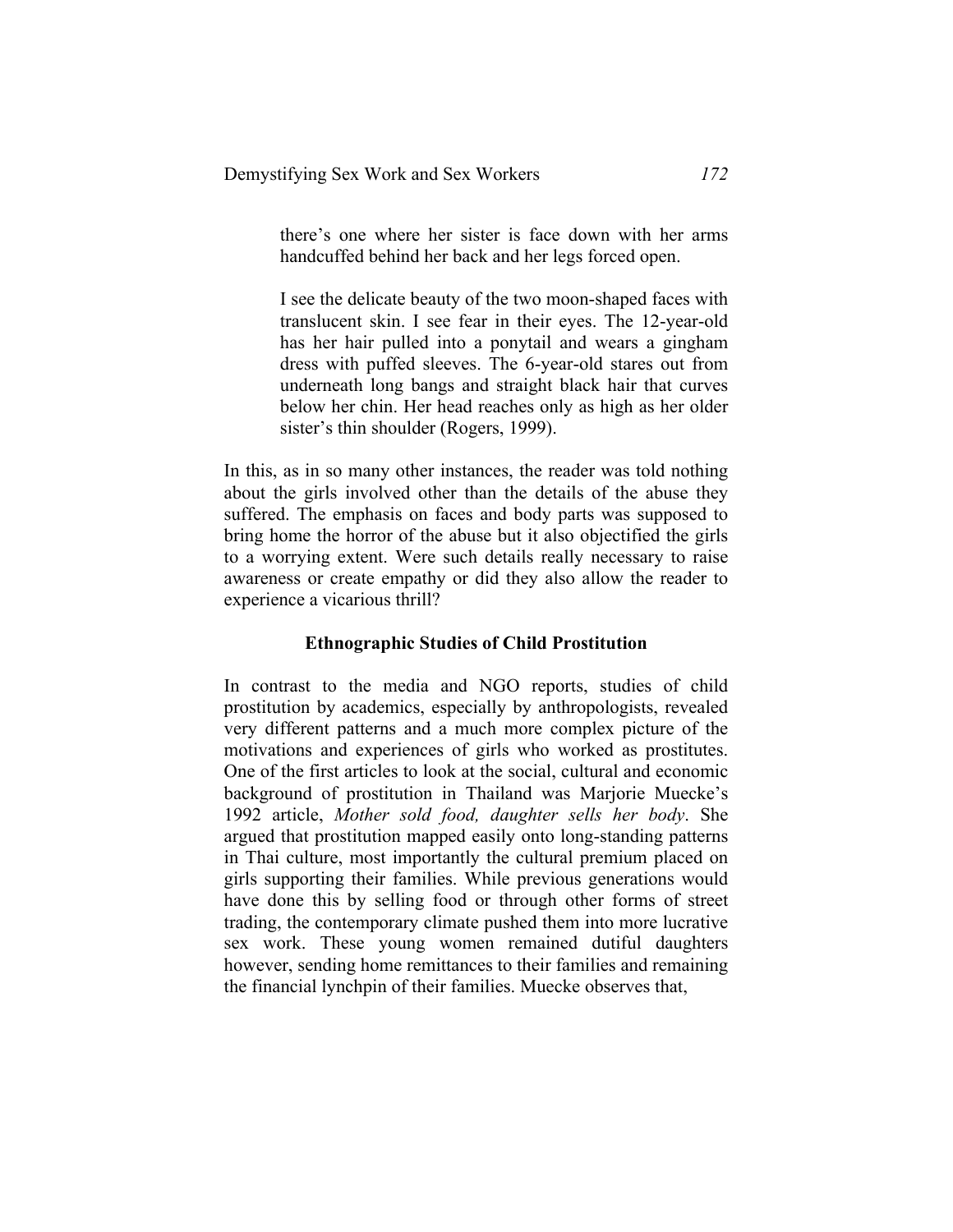> there's one where her sister is face down with her arms handcuffed behind her back and her legs forced open.
>
> I see the delicate beauty of the two moon-shaped faces with translucent skin. I see fear in their eyes. The 12-year-old has her hair pulled into a ponytail and wears a gingham dress with puffed sleeves. The 6-year-old stares out from underneath long bangs and straight black hair that curves below her chin. Her head reaches only as high as her older sister's thin shoulder (Rogers, 1999).

In this, as in so many other instances, the reader was told nothing about the girls involved other than the details of the abuse they suffered. The emphasis on faces and body parts was supposed to bring home the horror of the abuse but it also objectified the girls to a worrying extent. Were such details really necessary to raise awareness or create empathy or did they also allow the reader to experience a vicarious thrill?

### Ethnographic Studies of Child Prostitution

In contrast to the media and NGO reports, studies of child prostitution by academics, especially by anthropologists, revealed very different patterns and a much more complex picture of the motivations and experiences of girls who worked as prostitutes. One of the first articles to look at the social, cultural and economic background of prostitution in Thailand was Marjorie Muecke's 1992 article, *Mother sold food, daughter sells her body*. She argued that prostitution mapped easily onto long-standing patterns in Thai culture, most importantly the cultural premium placed on girls supporting their families. While previous generations would have done this by selling food or through other forms of street trading, the contemporary climate pushed them into more lucrative sex work. These young women remained dutiful daughters however, sending home remittances to their families and remaining the financial lynchpin of their families. Muecke observes that,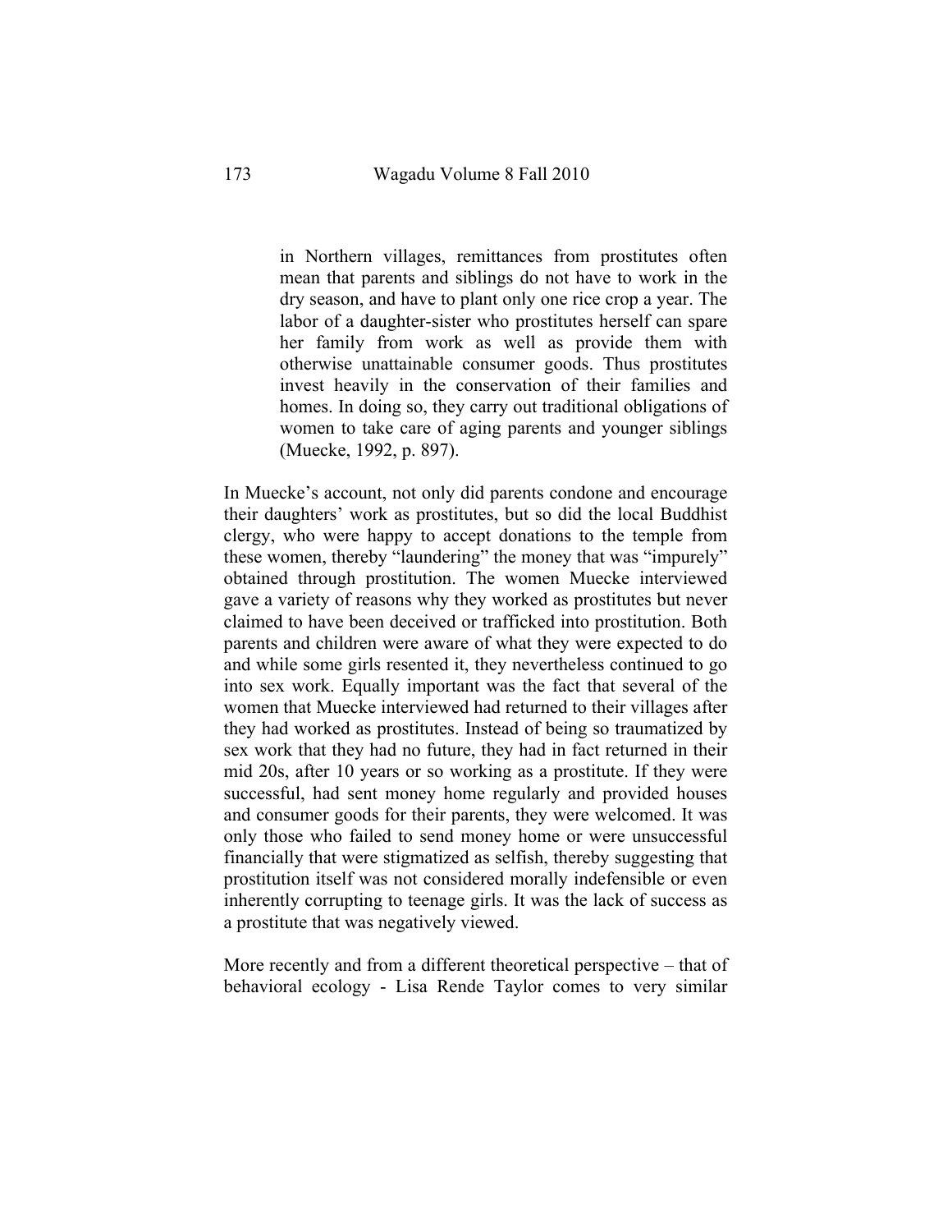> in Northern villages, remittances from prostitutes often mean that parents and siblings do not have to work in the dry season, and have to plant only one rice crop a year. The labor of a daughter-sister who prostitutes herself can spare her family from work as well as provide them with otherwise unattainable consumer goods. Thus prostitutes invest heavily in the conservation of their families and homes. In doing so, they carry out traditional obligations of women to take care of aging parents and younger siblings (Muecke, 1992, p. 897).

In Muecke's account, not only did parents condone and encourage their daughters' work as prostitutes, but so did the local Buddhist clergy, who were happy to accept donations to the temple from these women, thereby "laundering" the money that was "impurely" obtained through prostitution. The women Muecke interviewed gave a variety of reasons why they worked as prostitutes but never claimed to have been deceived or trafficked into prostitution. Both parents and children were aware of what they were expected to do and while some girls resented it, they nevertheless continued to go into sex work. Equally important was the fact that several of the women that Muecke interviewed had returned to their villages after they had worked as prostitutes. Instead of being so traumatized by sex work that they had no future, they had in fact returned in their mid 20s, after 10 years or so working as a prostitute. If they were successful, had sent money home regularly and provided houses and consumer goods for their parents, they were welcomed. It was only those who failed to send money home or were unsuccessful financially that were stigmatized as selfish, thereby suggesting that prostitution itself was not considered morally indefensible or even inherently corrupting to teenage girls. It was the lack of success as a prostitute that was negatively viewed.

More recently and from a different theoretical perspective – that of behavioral ecology - Lisa Rende Taylor comes to very similar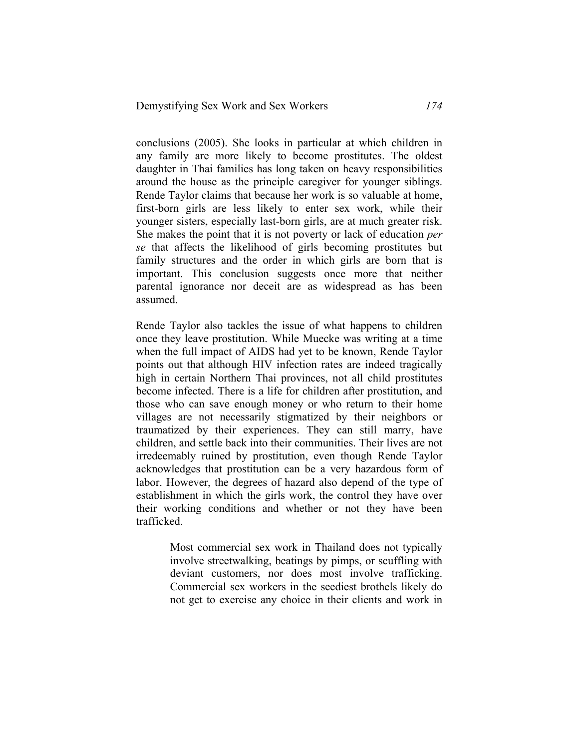conclusions (2005). She looks in particular at which children in any family are more likely to become prostitutes. The oldest daughter in Thai families has long taken on heavy responsibilities around the house as the principle caregiver for younger siblings. Rende Taylor claims that because her work is so valuable at home, first-born girls are less likely to enter sex work, while their younger sisters, especially last-born girls, are at much greater risk. She makes the point that it is not poverty or lack of education *per se* that affects the likelihood of girls becoming prostitutes but family structures and the order in which girls are born that is important. This conclusion suggests once more that neither parental ignorance nor deceit are as widespread as has been assumed.

Rende Taylor also tackles the issue of what happens to children once they leave prostitution. While Muecke was writing at a time when the full impact of AIDS had yet to be known, Rende Taylor points out that although HIV infection rates are indeed tragically high in certain Northern Thai provinces, not all child prostitutes become infected. There is a life for children after prostitution, and those who can save enough money or who return to their home villages are not necessarily stigmatized by their neighbors or traumatized by their experiences. They can still marry, have children, and settle back into their communities. Their lives are not irredeemably ruined by prostitution, even though Rende Taylor acknowledges that prostitution can be a very hazardous form of labor. However, the degrees of hazard also depend of the type of establishment in which the girls work, the control they have over their working conditions and whether or not they have been trafficked.

> Most commercial sex work in Thailand does not typically involve streetwalking, beatings by pimps, or scuffling with deviant customers, nor does most involve trafficking. Commercial sex workers in the seediest brothels likely do not get to exercise any choice in their clients and work in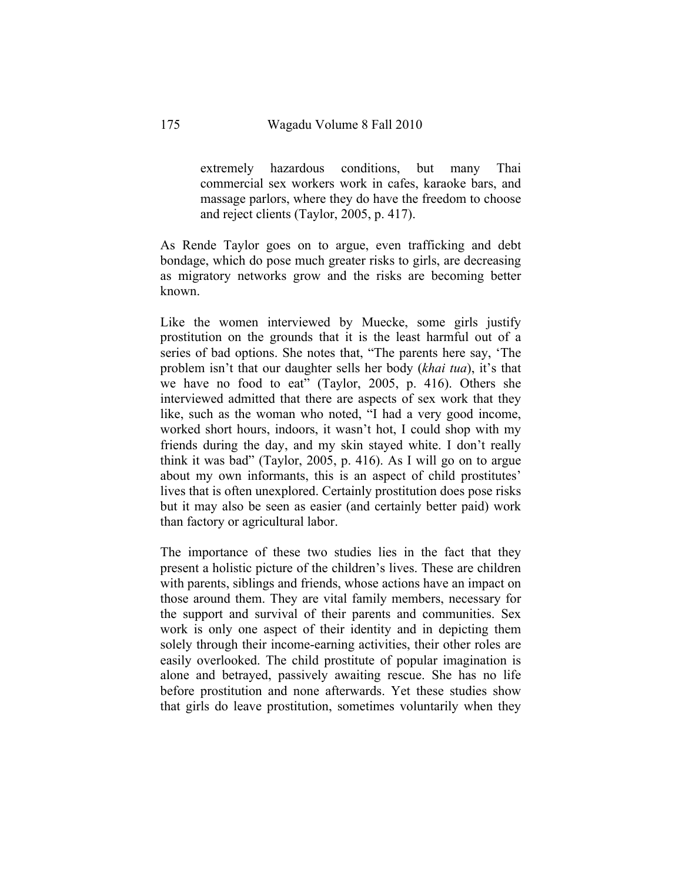> extremely hazardous conditions, but many Thai commercial sex workers work in cafes, karaoke bars, and massage parlors, where they do have the freedom to choose and reject clients (Taylor, 2005, p. 417).

As Rende Taylor goes on to argue, even trafficking and debt bondage, which do pose much greater risks to girls, are decreasing as migratory networks grow and the risks are becoming better known.

Like the women interviewed by Muecke, some girls justify prostitution on the grounds that it is the least harmful out of a series of bad options. She notes that, "The parents here say, 'The problem isn't that our daughter sells her body (*khai tua*), it's that we have no food to eat" (Taylor, 2005, p. 416). Others she interviewed admitted that there are aspects of sex work that they like, such as the woman who noted, "I had a very good income, worked short hours, indoors, it wasn't hot, I could shop with my friends during the day, and my skin stayed white. I don't really think it was bad" (Taylor, 2005, p. 416). As I will go on to argue about my own informants, this is an aspect of child prostitutes' lives that is often unexplored. Certainly prostitution does pose risks but it may also be seen as easier (and certainly better paid) work than factory or agricultural labor.

The importance of these two studies lies in the fact that they present a holistic picture of the children's lives. These are children with parents, siblings and friends, whose actions have an impact on those around them. They are vital family members, necessary for the support and survival of their parents and communities. Sex work is only one aspect of their identity and in depicting them solely through their income-earning activities, their other roles are easily overlooked. The child prostitute of popular imagination is alone and betrayed, passively awaiting rescue. She has no life before prostitution and none afterwards. Yet these studies show that girls do leave prostitution, sometimes voluntarily when they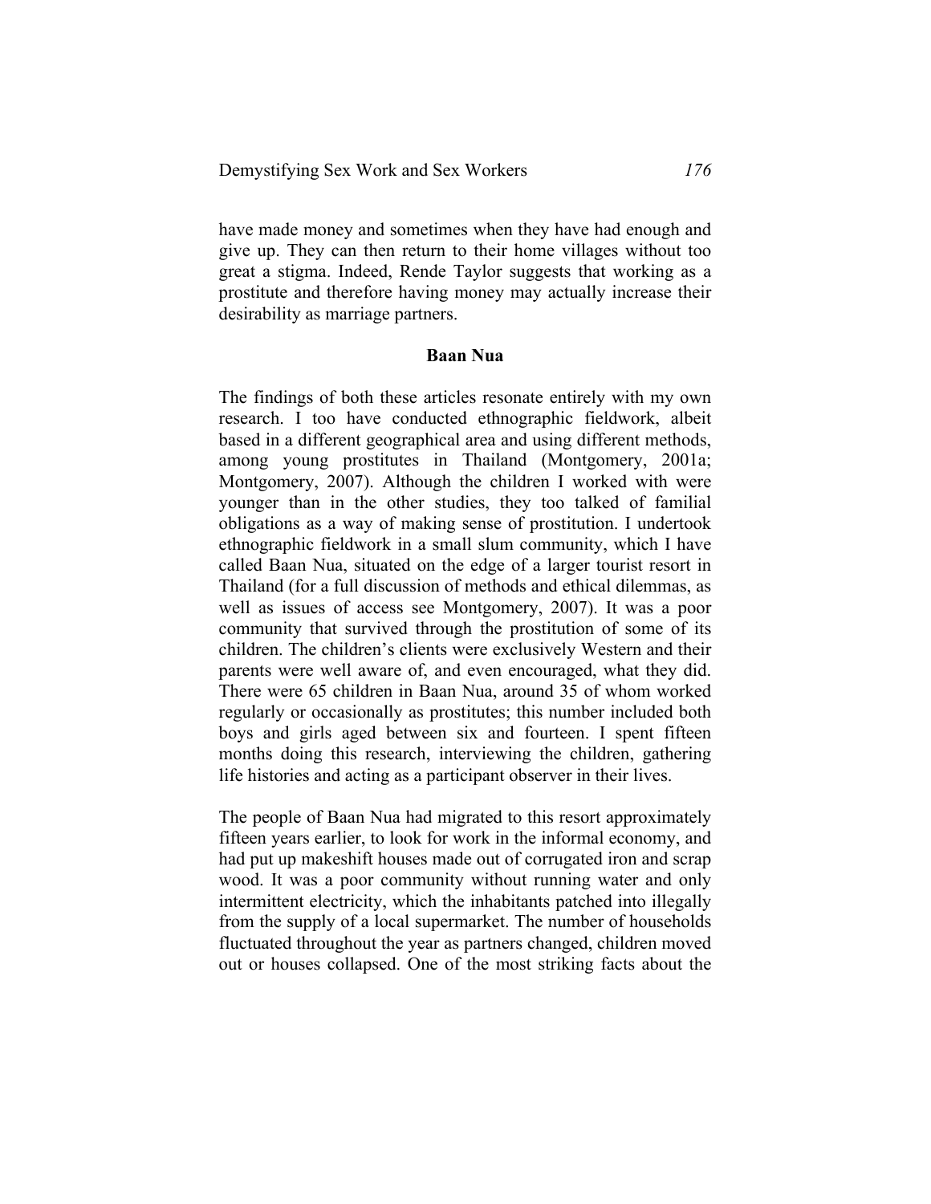have made money and sometimes when they have had enough and give up. They can then return to their home villages without too great a stigma. Indeed, Rende Taylor suggests that working as a prostitute and therefore having money may actually increase their desirability as marriage partners.

## Baan Nua

The findings of both these articles resonate entirely with my own research. I too have conducted ethnographic fieldwork, albeit based in a different geographical area and using different methods, among young prostitutes in Thailand (Montgomery, 2001a; Montgomery, 2007). Although the children I worked with were younger than in the other studies, they too talked of familial obligations as a way of making sense of prostitution. I undertook ethnographic fieldwork in a small slum community, which I have called Baan Nua, situated on the edge of a larger tourist resort in Thailand (for a full discussion of methods and ethical dilemmas, as well as issues of access see Montgomery, 2007). It was a poor community that survived through the prostitution of some of its children. The children's clients were exclusively Western and their parents were well aware of, and even encouraged, what they did. There were 65 children in Baan Nua, around 35 of whom worked regularly or occasionally as prostitutes; this number included both boys and girls aged between six and fourteen. I spent fifteen months doing this research, interviewing the children, gathering life histories and acting as a participant observer in their lives.

The people of Baan Nua had migrated to this resort approximately fifteen years earlier, to look for work in the informal economy, and had put up makeshift houses made out of corrugated iron and scrap wood. It was a poor community without running water and only intermittent electricity, which the inhabitants patched into illegally from the supply of a local supermarket. The number of households fluctuated throughout the year as partners changed, children moved out or houses collapsed. One of the most striking facts about the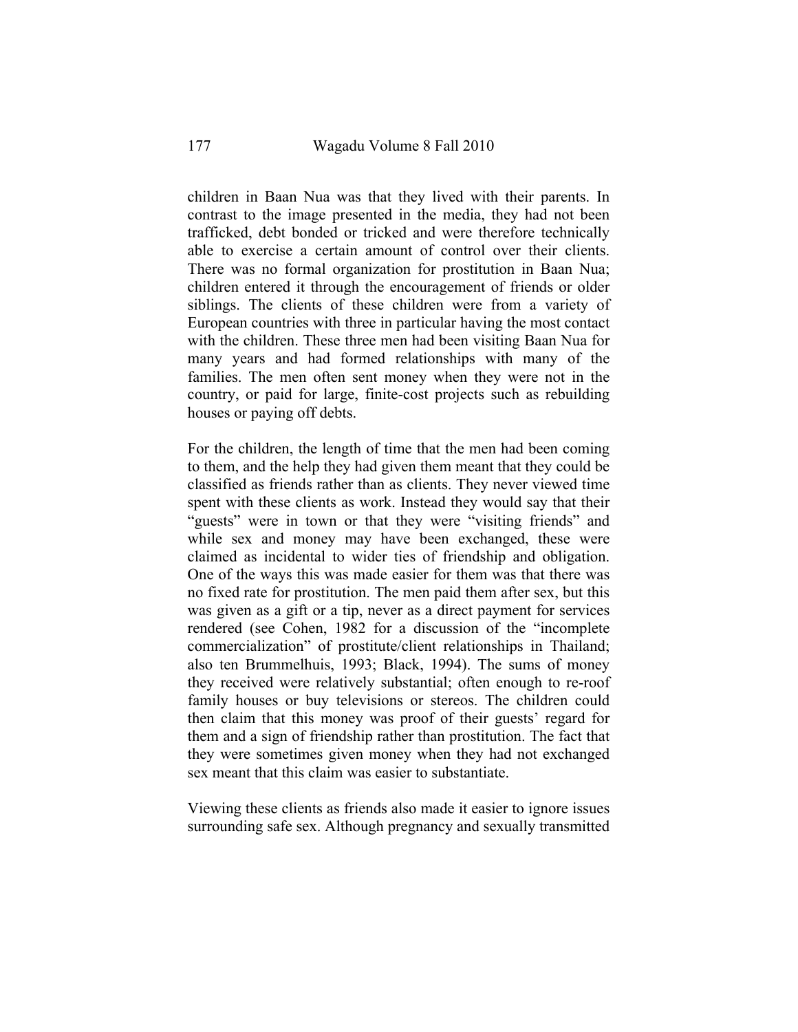children in Baan Nua was that they lived with their parents. In contrast to the image presented in the media, they had not been trafficked, debt bonded or tricked and were therefore technically able to exercise a certain amount of control over their clients. There was no formal organization for prostitution in Baan Nua; children entered it through the encouragement of friends or older siblings. The clients of these children were from a variety of European countries with three in particular having the most contact with the children. These three men had been visiting Baan Nua for many years and had formed relationships with many of the families. The men often sent money when they were not in the country, or paid for large, finite-cost projects such as rebuilding houses or paying off debts.

For the children, the length of time that the men had been coming to them, and the help they had given them meant that they could be classified as friends rather than as clients. They never viewed time spent with these clients as work. Instead they would say that their "guests" were in town or that they were "visiting friends" and while sex and money may have been exchanged, these were claimed as incidental to wider ties of friendship and obligation. One of the ways this was made easier for them was that there was no fixed rate for prostitution. The men paid them after sex, but this was given as a gift or a tip, never as a direct payment for services rendered (see Cohen, 1982 for a discussion of the "incomplete commercialization" of prostitute/client relationships in Thailand; also ten Brummelhuis, 1993; Black, 1994). The sums of money they received were relatively substantial; often enough to re-roof family houses or buy televisions or stereos. The children could then claim that this money was proof of their guests' regard for them and a sign of friendship rather than prostitution. The fact that they were sometimes given money when they had not exchanged sex meant that this claim was easier to substantiate.

Viewing these clients as friends also made it easier to ignore issues surrounding safe sex. Although pregnancy and sexually transmitted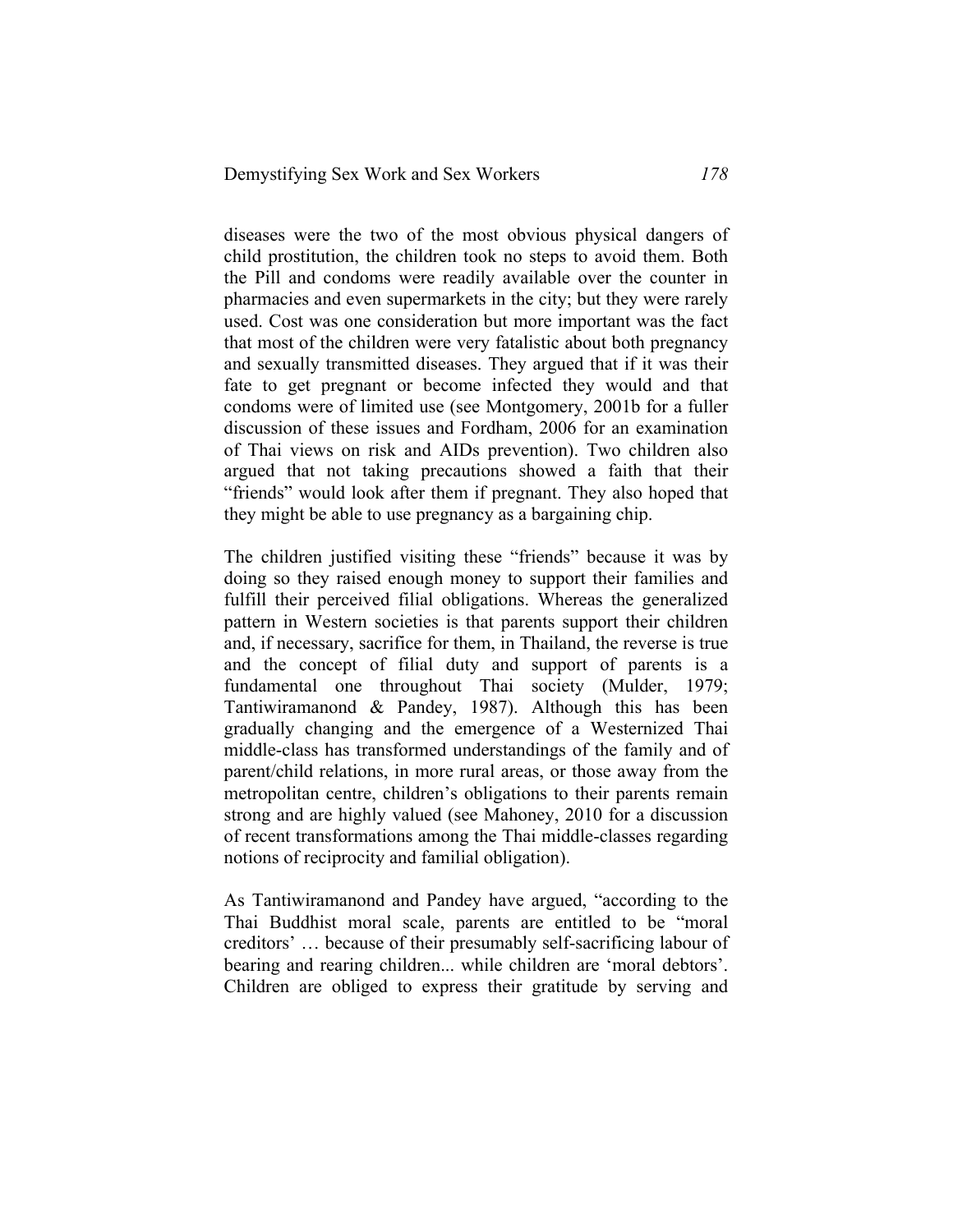diseases were the two of the most obvious physical dangers of child prostitution, the children took no steps to avoid them. Both the Pill and condoms were readily available over the counter in pharmacies and even supermarkets in the city; but they were rarely used. Cost was one consideration but more important was the fact that most of the children were very fatalistic about both pregnancy and sexually transmitted diseases. They argued that if it was their fate to get pregnant or become infected they would and that condoms were of limited use (see Montgomery, 2001b for a fuller discussion of these issues and Fordham, 2006 for an examination of Thai views on risk and AIDs prevention). Two children also argued that not taking precautions showed a faith that their "friends" would look after them if pregnant. They also hoped that they might be able to use pregnancy as a bargaining chip.

The children justified visiting these "friends" because it was by doing so they raised enough money to support their families and fulfill their perceived filial obligations. Whereas the generalized pattern in Western societies is that parents support their children and, if necessary, sacrifice for them, in Thailand, the reverse is true and the concept of filial duty and support of parents is a fundamental one throughout Thai society (Mulder, 1979; Tantiwiramanond & Pandey, 1987). Although this has been gradually changing and the emergence of a Westernized Thai middle-class has transformed understandings of the family and of parent/child relations, in more rural areas, or those away from the metropolitan centre, children's obligations to their parents remain strong and are highly valued (see Mahoney, 2010 for a discussion of recent transformations among the Thai middle-classes regarding notions of reciprocity and familial obligation).

As Tantiwiramanond and Pandey have argued, "according to the Thai Buddhist moral scale, parents are entitled to be "moral creditors' … because of their presumably self-sacrificing labour of bearing and rearing children... while children are 'moral debtors'. Children are obliged to express their gratitude by serving and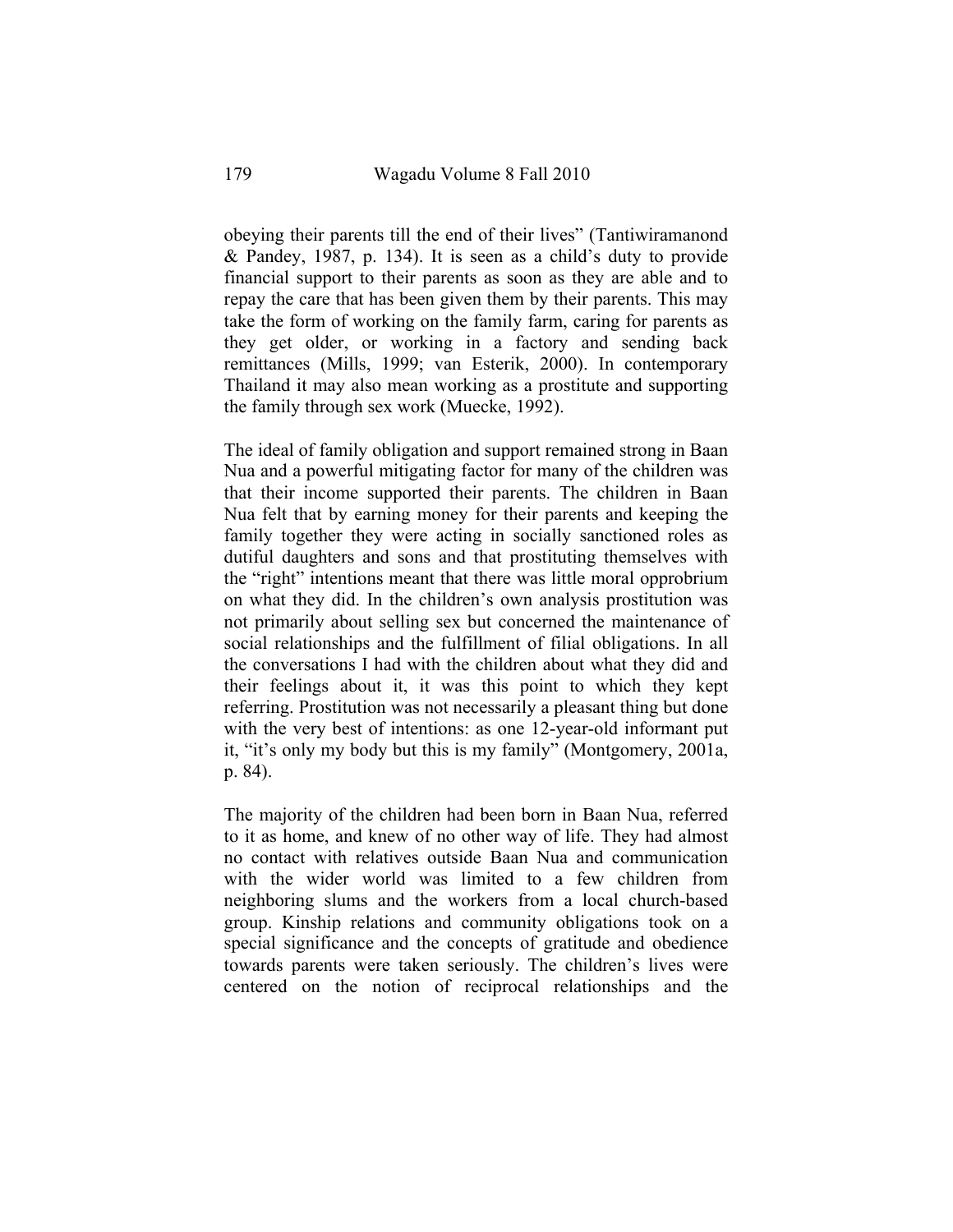obeying their parents till the end of their lives" (Tantiwiramanond & Pandey, 1987, p. 134). It is seen as a child's duty to provide financial support to their parents as soon as they are able and to repay the care that has been given them by their parents. This may take the form of working on the family farm, caring for parents as they get older, or working in a factory and sending back remittances (Mills, 1999; van Esterik, 2000). In contemporary Thailand it may also mean working as a prostitute and supporting the family through sex work (Muecke, 1992).

The ideal of family obligation and support remained strong in Baan Nua and a powerful mitigating factor for many of the children was that their income supported their parents. The children in Baan Nua felt that by earning money for their parents and keeping the family together they were acting in socially sanctioned roles as dutiful daughters and sons and that prostituting themselves with the "right" intentions meant that there was little moral opprobrium on what they did. In the children's own analysis prostitution was not primarily about selling sex but concerned the maintenance of social relationships and the fulfillment of filial obligations. In all the conversations I had with the children about what they did and their feelings about it, it was this point to which they kept referring. Prostitution was not necessarily a pleasant thing but done with the very best of intentions: as one 12-year-old informant put it, "it's only my body but this is my family" (Montgomery, 2001a, p. 84).

The majority of the children had been born in Baan Nua, referred to it as home, and knew of no other way of life. They had almost no contact with relatives outside Baan Nua and communication with the wider world was limited to a few children from neighboring slums and the workers from a local church-based group. Kinship relations and community obligations took on a special significance and the concepts of gratitude and obedience towards parents were taken seriously. The children's lives were centered on the notion of reciprocal relationships and the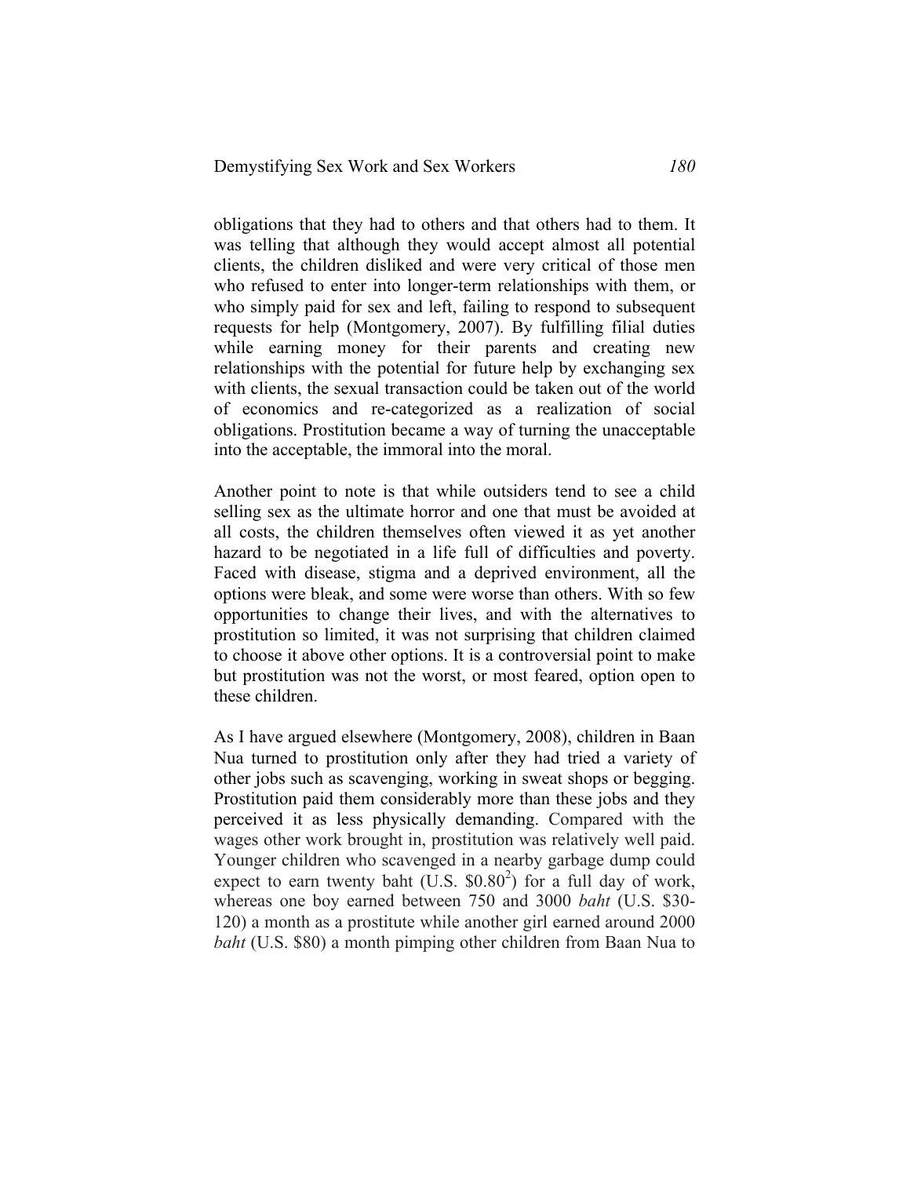obligations that they had to others and that others had to them. It was telling that although they would accept almost all potential clients, the children disliked and were very critical of those men who refused to enter into longer-term relationships with them, or who simply paid for sex and left, failing to respond to subsequent requests for help (Montgomery, 2007). By fulfilling filial duties while earning money for their parents and creating new relationships with the potential for future help by exchanging sex with clients, the sexual transaction could be taken out of the world of economics and re-categorized as a realization of social obligations. Prostitution became a way of turning the unacceptable into the acceptable, the immoral into the moral.

Another point to note is that while outsiders tend to see a child selling sex as the ultimate horror and one that must be avoided at all costs, the children themselves often viewed it as yet another hazard to be negotiated in a life full of difficulties and poverty. Faced with disease, stigma and a deprived environment, all the options were bleak, and some were worse than others. With so few opportunities to change their lives, and with the alternatives to prostitution so limited, it was not surprising that children claimed to choose it above other options. It is a controversial point to make but prostitution was not the worst, or most feared, option open to these children.

As I have argued elsewhere (Montgomery, 2008), children in Baan Nua turned to prostitution only after they had tried a variety of other jobs such as scavenging, working in sweat shops or begging. Prostitution paid them considerably more than these jobs and they perceived it as less physically demanding. Compared with the wages other work brought in, prostitution was relatively well paid. Younger children who scavenged in a nearby garbage dump could expect to earn twenty baht (U.S. \$0.80[2]) for a full day of work, whereas one boy earned between 750 and 3000 *baht* (U.S. \$30-120) a month as a prostitute while another girl earned around 2000 *baht* (U.S. \$80) a month pimping other children from Baan Nua to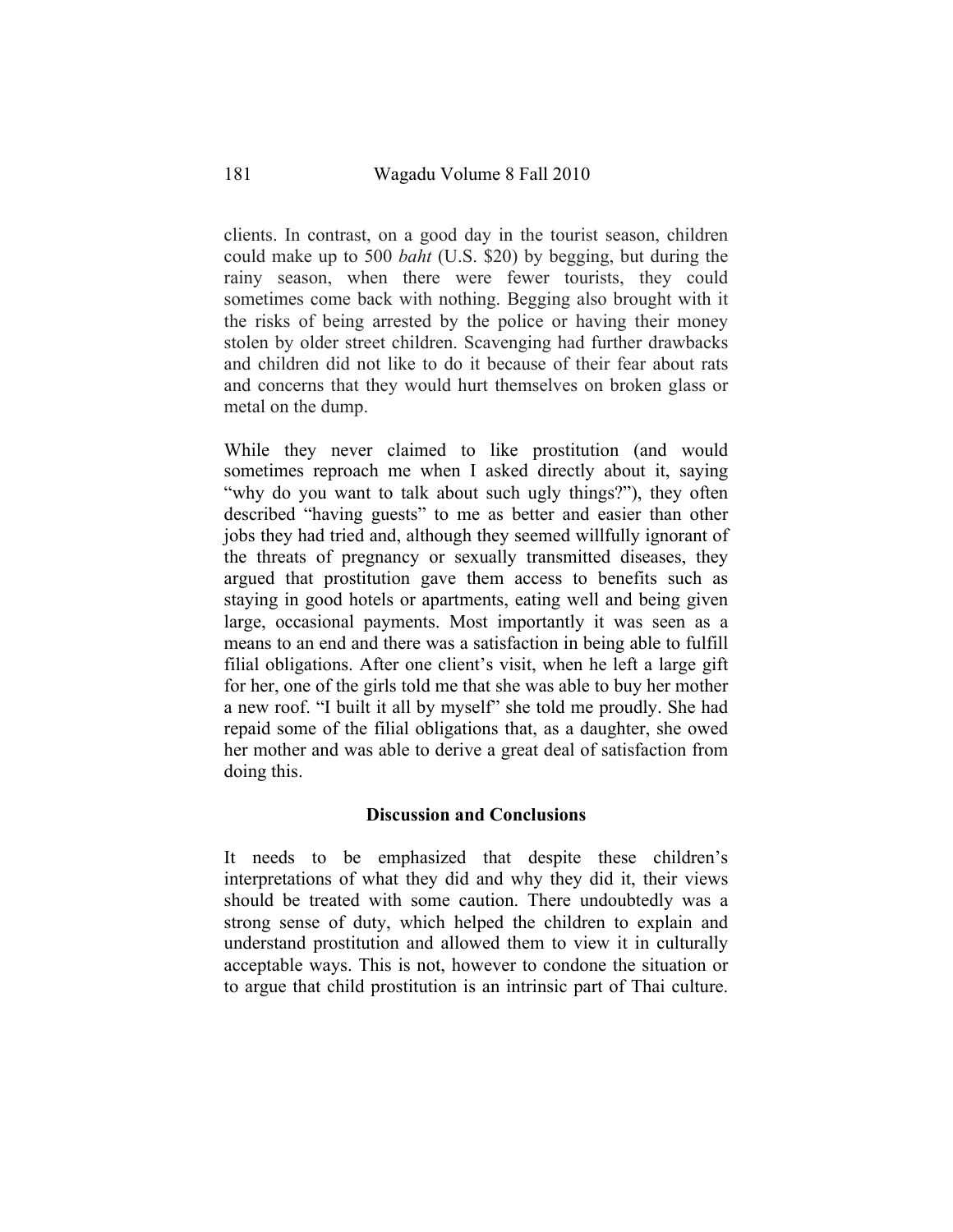clients. In contrast, on a good day in the tourist season, children could make up to 500 *baht* (U.S. $20) by begging, but during the rainy season, when there were fewer tourists, they could sometimes come back with nothing. Begging also brought with it the risks of being arrested by the police or having their money stolen by older street children. Scavenging had further drawbacks and children did not like to do it because of their fear about rats and concerns that they would hurt themselves on broken glass or metal on the dump.

While they never claimed to like prostitution (and would sometimes reproach me when I asked directly about it, saying "why do you want to talk about such ugly things?"), they often described "having guests" to me as better and easier than other jobs they had tried and, although they seemed willfully ignorant of the threats of pregnancy or sexually transmitted diseases, they argued that prostitution gave them access to benefits such as staying in good hotels or apartments, eating well and being given large, occasional payments. Most importantly it was seen as a means to an end and there was a satisfaction in being able to fulfill filial obligations. After one client's visit, when he left a large gift for her, one of the girls told me that she was able to buy her mother a new roof. "I built it all by myself" she told me proudly. She had repaid some of the filial obligations that, as a daughter, she owed her mother and was able to derive a great deal of satisfaction from doing this.

## Discussion and Conclusions

It needs to be emphasized that despite these children's interpretations of what they did and why they did it, their views should be treated with some caution. There undoubtedly was a strong sense of duty, which helped the children to explain and understand prostitution and allowed them to view it in culturally acceptable ways. This is not, however to condone the situation or to argue that child prostitution is an intrinsic part of Thai culture.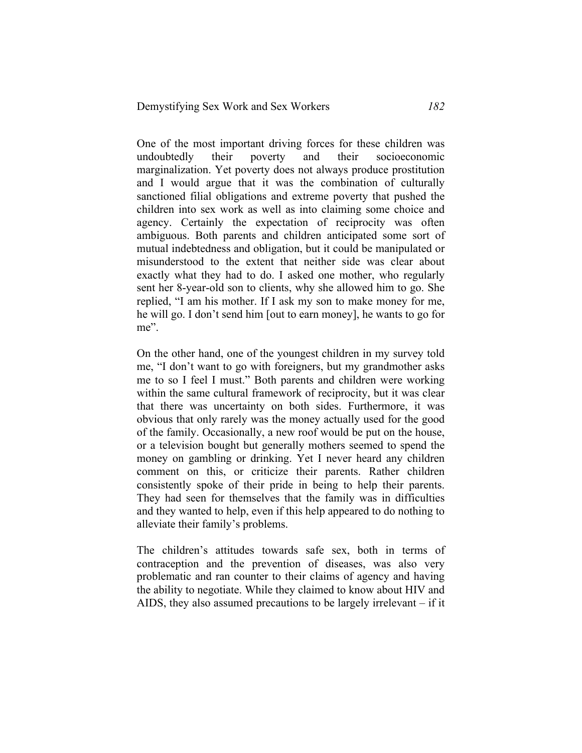One of the most important driving forces for these children was undoubtedly their poverty and their socioeconomic marginalization. Yet poverty does not always produce prostitution and I would argue that it was the combination of culturally sanctioned filial obligations and extreme poverty that pushed the children into sex work as well as into claiming some choice and agency. Certainly the expectation of reciprocity was often ambiguous. Both parents and children anticipated some sort of mutual indebtedness and obligation, but it could be manipulated or misunderstood to the extent that neither side was clear about exactly what they had to do. I asked one mother, who regularly sent her 8-year-old son to clients, why she allowed him to go. She replied, "I am his mother. If I ask my son to make money for me, he will go. I don't send him [out to earn money], he wants to go for me".

On the other hand, one of the youngest children in my survey told me, "I don't want to go with foreigners, but my grandmother asks me to so I feel I must." Both parents and children were working within the same cultural framework of reciprocity, but it was clear that there was uncertainty on both sides. Furthermore, it was obvious that only rarely was the money actually used for the good of the family. Occasionally, a new roof would be put on the house, or a television bought but generally mothers seemed to spend the money on gambling or drinking. Yet I never heard any children comment on this, or criticize their parents. Rather children consistently spoke of their pride in being to help their parents. They had seen for themselves that the family was in difficulties and they wanted to help, even if this help appeared to do nothing to alleviate their family's problems.

The children's attitudes towards safe sex, both in terms of contraception and the prevention of diseases, was also very problematic and ran counter to their claims of agency and having the ability to negotiate. While they claimed to know about HIV and AIDS, they also assumed precautions to be largely irrelevant – if it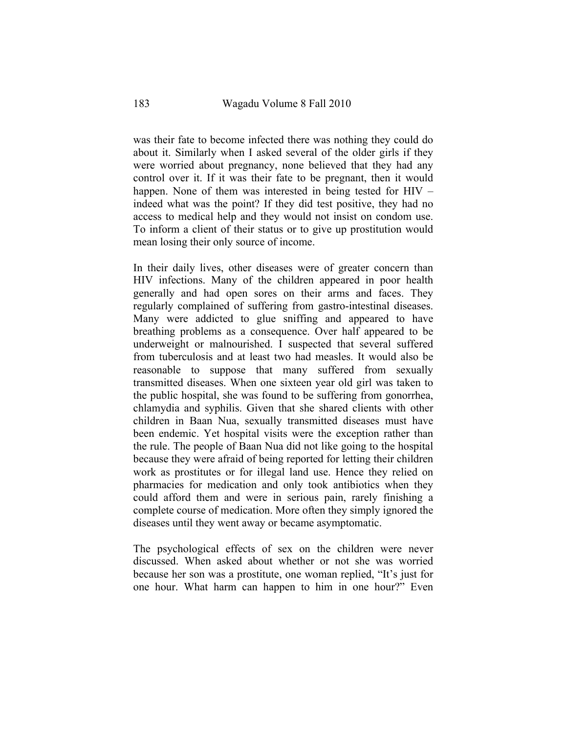was their fate to become infected there was nothing they could do about it. Similarly when I asked several of the older girls if they were worried about pregnancy, none believed that they had any control over it. If it was their fate to be pregnant, then it would happen. None of them was interested in being tested for HIV – indeed what was the point? If they did test positive, they had no access to medical help and they would not insist on condom use. To inform a client of their status or to give up prostitution would mean losing their only source of income.

In their daily lives, other diseases were of greater concern than HIV infections. Many of the children appeared in poor health generally and had open sores on their arms and faces. They regularly complained of suffering from gastro-intestinal diseases. Many were addicted to glue sniffing and appeared to have breathing problems as a consequence. Over half appeared to be underweight or malnourished. I suspected that several suffered from tuberculosis and at least two had measles. It would also be reasonable to suppose that many suffered from sexually transmitted diseases. When one sixteen year old girl was taken to the public hospital, she was found to be suffering from gonorrhea, chlamydia and syphilis. Given that she shared clients with other children in Baan Nua, sexually transmitted diseases must have been endemic. Yet hospital visits were the exception rather than the rule. The people of Baan Nua did not like going to the hospital because they were afraid of being reported for letting their children work as prostitutes or for illegal land use. Hence they relied on pharmacies for medication and only took antibiotics when they could afford them and were in serious pain, rarely finishing a complete course of medication. More often they simply ignored the diseases until they went away or became asymptomatic.

The psychological effects of sex on the children were never discussed. When asked about whether or not she was worried because her son was a prostitute, one woman replied, "It's just for one hour. What harm can happen to him in one hour?" Even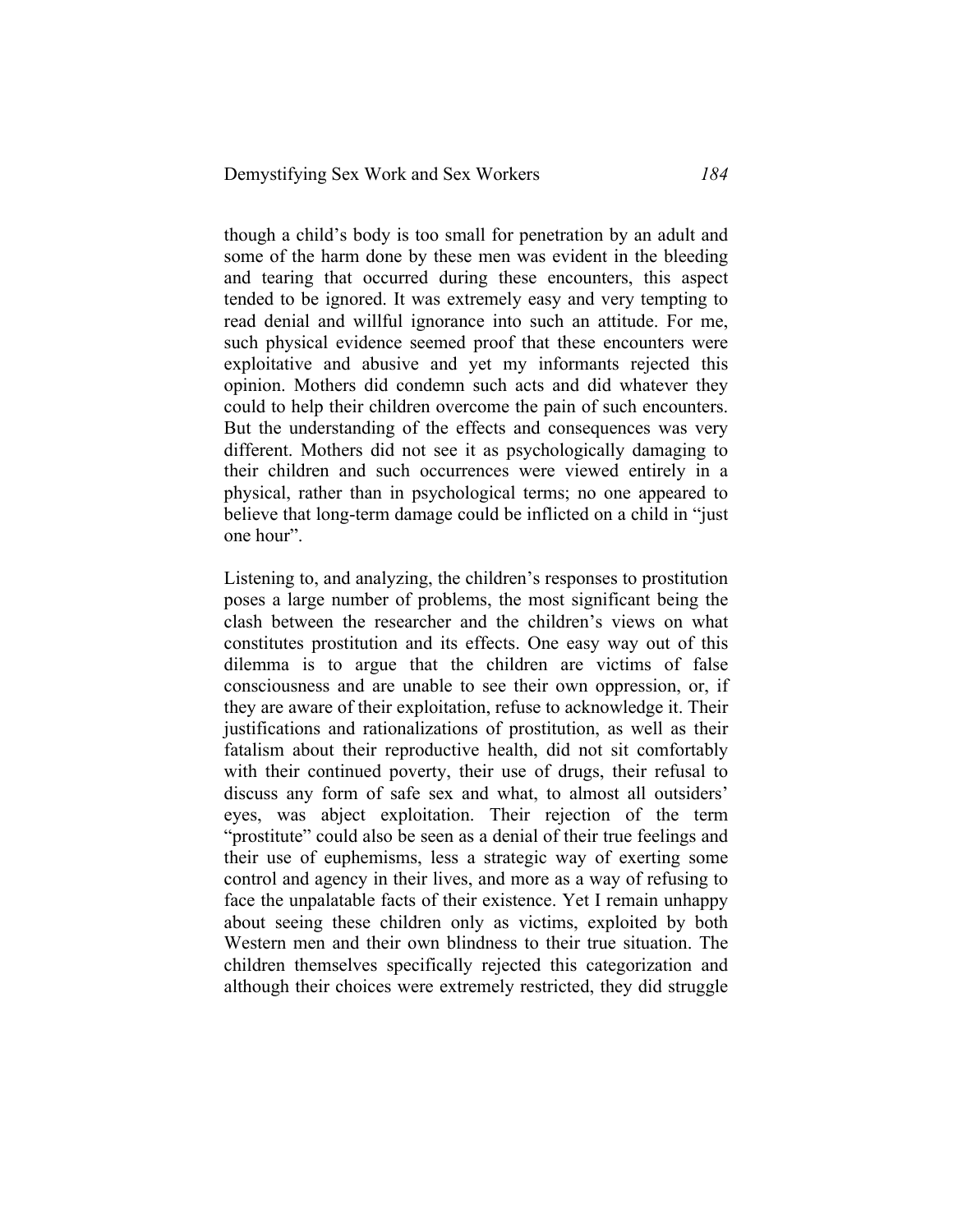though a child's body is too small for penetration by an adult and some of the harm done by these men was evident in the bleeding and tearing that occurred during these encounters, this aspect tended to be ignored. It was extremely easy and very tempting to read denial and willful ignorance into such an attitude. For me, such physical evidence seemed proof that these encounters were exploitative and abusive and yet my informants rejected this opinion. Mothers did condemn such acts and did whatever they could to help their children overcome the pain of such encounters. But the understanding of the effects and consequences was very different. Mothers did not see it as psychologically damaging to their children and such occurrences were viewed entirely in a physical, rather than in psychological terms; no one appeared to believe that long-term damage could be inflicted on a child in "just one hour".

Listening to, and analyzing, the children's responses to prostitution poses a large number of problems, the most significant being the clash between the researcher and the children's views on what constitutes prostitution and its effects. One easy way out of this dilemma is to argue that the children are victims of false consciousness and are unable to see their own oppression, or, if they are aware of their exploitation, refuse to acknowledge it. Their justifications and rationalizations of prostitution, as well as their fatalism about their reproductive health, did not sit comfortably with their continued poverty, their use of drugs, their refusal to discuss any form of safe sex and what, to almost all outsiders' eyes, was abject exploitation. Their rejection of the term "prostitute" could also be seen as a denial of their true feelings and their use of euphemisms, less a strategic way of exerting some control and agency in their lives, and more as a way of refusing to face the unpalatable facts of their existence. Yet I remain unhappy about seeing these children only as victims, exploited by both Western men and their own blindness to their true situation. The children themselves specifically rejected this categorization and although their choices were extremely restricted, they did struggle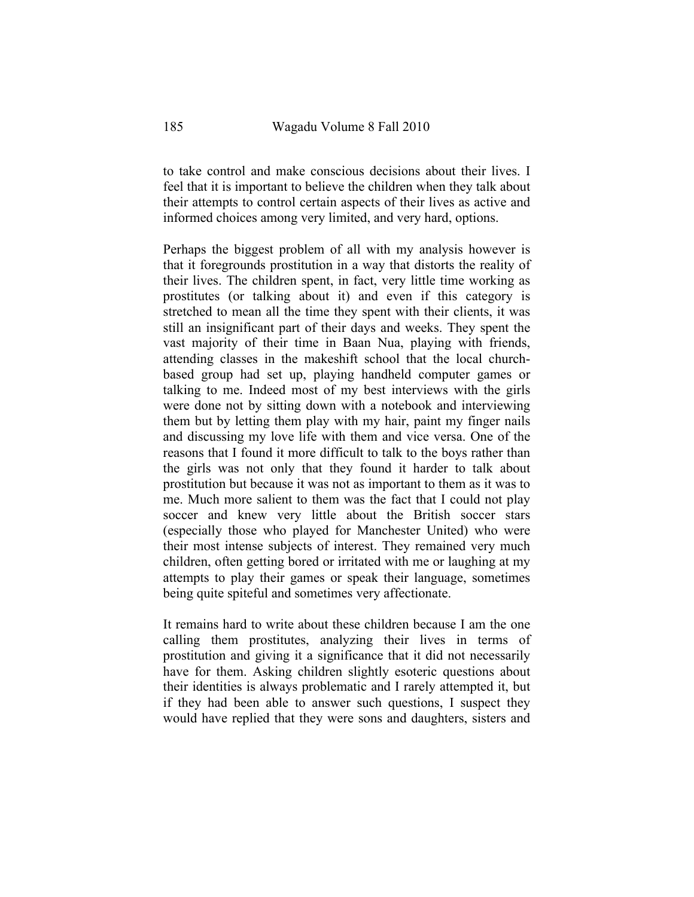to take control and make conscious decisions about their lives. I feel that it is important to believe the children when they talk about their attempts to control certain aspects of their lives as active and informed choices among very limited, and very hard, options.

Perhaps the biggest problem of all with my analysis however is that it foregrounds prostitution in a way that distorts the reality of their lives. The children spent, in fact, very little time working as prostitutes (or talking about it) and even if this category is stretched to mean all the time they spent with their clients, it was still an insignificant part of their days and weeks. They spent the vast majority of their time in Baan Nua, playing with friends, attending classes in the makeshift school that the local church-based group had set up, playing handheld computer games or talking to me. Indeed most of my best interviews with the girls were done not by sitting down with a notebook and interviewing them but by letting them play with my hair, paint my finger nails and discussing my love life with them and vice versa. One of the reasons that I found it more difficult to talk to the boys rather than the girls was not only that they found it harder to talk about prostitution but because it was not as important to them as it was to me. Much more salient to them was the fact that I could not play soccer and knew very little about the British soccer stars (especially those who played for Manchester United) who were their most intense subjects of interest. They remained very much children, often getting bored or irritated with me or laughing at my attempts to play their games or speak their language, sometimes being quite spiteful and sometimes very affectionate.

It remains hard to write about these children because I am the one calling them prostitutes, analyzing their lives in terms of prostitution and giving it a significance that it did not necessarily have for them. Asking children slightly esoteric questions about their identities is always problematic and I rarely attempted it, but if they had been able to answer such questions, I suspect they would have replied that they were sons and daughters, sisters and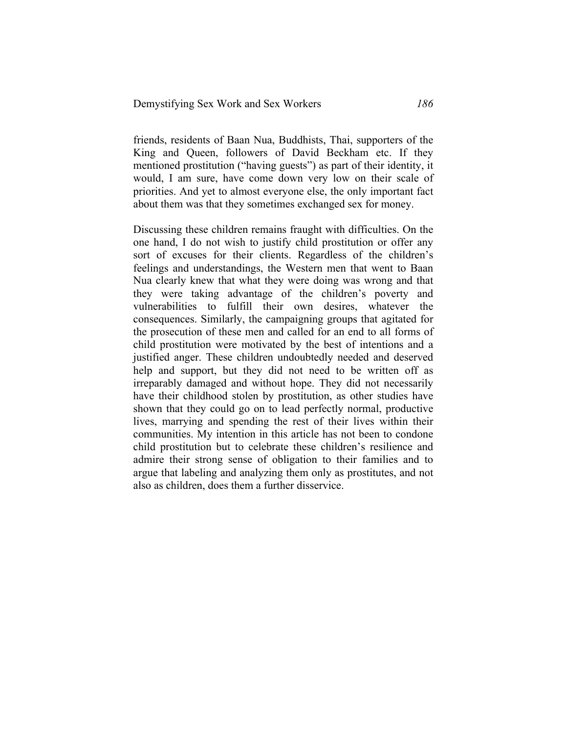friends, residents of Baan Nua, Buddhists, Thai, supporters of the King and Queen, followers of David Beckham etc. If they mentioned prostitution ("having guests") as part of their identity, it would, I am sure, have come down very low on their scale of priorities. And yet to almost everyone else, the only important fact about them was that they sometimes exchanged sex for money.

Discussing these children remains fraught with difficulties. On the one hand, I do not wish to justify child prostitution or offer any sort of excuses for their clients. Regardless of the children's feelings and understandings, the Western men that went to Baan Nua clearly knew that what they were doing was wrong and that they were taking advantage of the children's poverty and vulnerabilities to fulfill their own desires, whatever the consequences. Similarly, the campaigning groups that agitated for the prosecution of these men and called for an end to all forms of child prostitution were motivated by the best of intentions and a justified anger. These children undoubtedly needed and deserved help and support, but they did not need to be written off as irreparably damaged and without hope. They did not necessarily have their childhood stolen by prostitution, as other studies have shown that they could go on to lead perfectly normal, productive lives, marrying and spending the rest of their lives within their communities. My intention in this article has not been to condone child prostitution but to celebrate these children's resilience and admire their strong sense of obligation to their families and to argue that labeling and analyzing them only as prostitutes, and not also as children, does them a further disservice.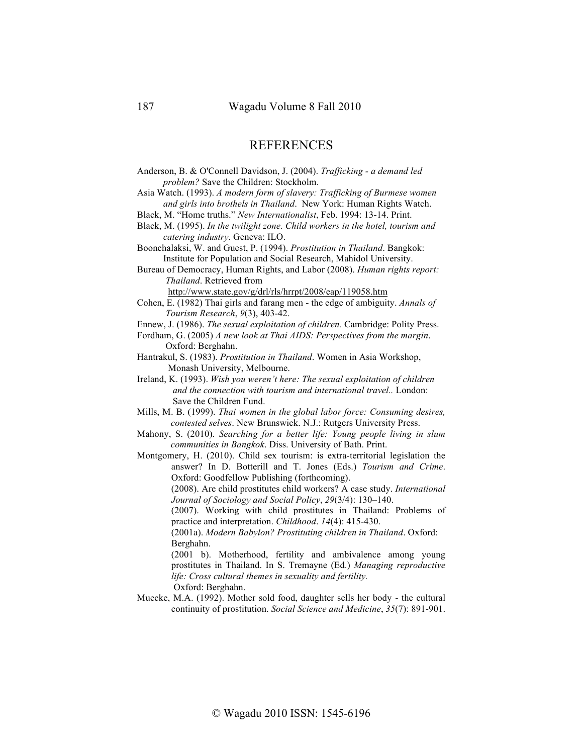# REFERENCES

Anderson, B. & O'Connell Davidson, J. (2004). *Trafficking - a demand led problem?* Save the Children: Stockholm.

Asia Watch. (1993). *A modern form of slavery: Trafficking of Burmese women and girls into brothels in Thailand*. New York: Human Rights Watch.

Black, M. "Home truths." *New Internationalist*, Feb. 1994: 13-14. Print.

Black, M. (1995). *In the twilight zone. Child workers in the hotel, tourism and catering industry*. Geneva: ILO.

Boonchalaksi, W. and Guest, P. (1994). *Prostitution in Thailand*. Bangkok: Institute for Population and Social Research, Mahidol University.

Bureau of Democracy, Human Rights, and Labor (2008). *Human rights report: Thailand*. Retrieved from http://www.state.gov/g/drl/rls/hrrpt/2008/eap/119058.htm

Cohen, E. (1982) Thai girls and farang men - the edge of ambiguity. *Annals of Tourism Research*, *9*(3), 403-42.

Ennew, J. (1986). *The sexual exploitation of children.* Cambridge: Polity Press.

Fordham, G. (2005) *A new look at Thai AIDS: Perspectives from the margin*. Oxford: Berghahn.

Hantrakul, S. (1983). *Prostitution in Thailand*. Women in Asia Workshop, Monash University, Melbourne.

Ireland, K. (1993). *Wish you weren't here: The sexual exploitation of children and the connection with tourism and international travel..* London: Save the Children Fund.

Mills, M. B. (1999). *Thai women in the global labor force: Consuming desires, contested selves*. New Brunswick. N.J.: Rutgers University Press.

Mahony, S. (2010). *Searching for a better life: Young people living in slum communities in Bangkok*. Diss. University of Bath. Print.

Montgomery, H. (2010). Child sex tourism: is extra-territorial legislation the answer? In D. Botterill and T. Jones (Eds.) *Tourism and Crime*. Oxford: Goodfellow Publishing (forthcoming).

(2008). Are child prostitutes child workers? A case study. *International Journal of Sociology and Social Policy*, *29*(3/4): 130–140.

(2007). Working with child prostitutes in Thailand: Problems of practice and interpretation. *Childhood*. *14*(4): 415-430.

(2001a). *Modern Babylon? Prostituting children in Thailand*. Oxford: Berghahn.

(2001 b). Motherhood, fertility and ambivalence among young prostitutes in Thailand. In S. Tremayne (Ed.) *Managing reproductive life: Cross cultural themes in sexuality and fertility.* Oxford: Berghahn.

Muecke, M.A. (1992). Mother sold food, daughter sells her body - the cultural continuity of prostitution. *Social Science and Medicine*, *35*(7): 891-901.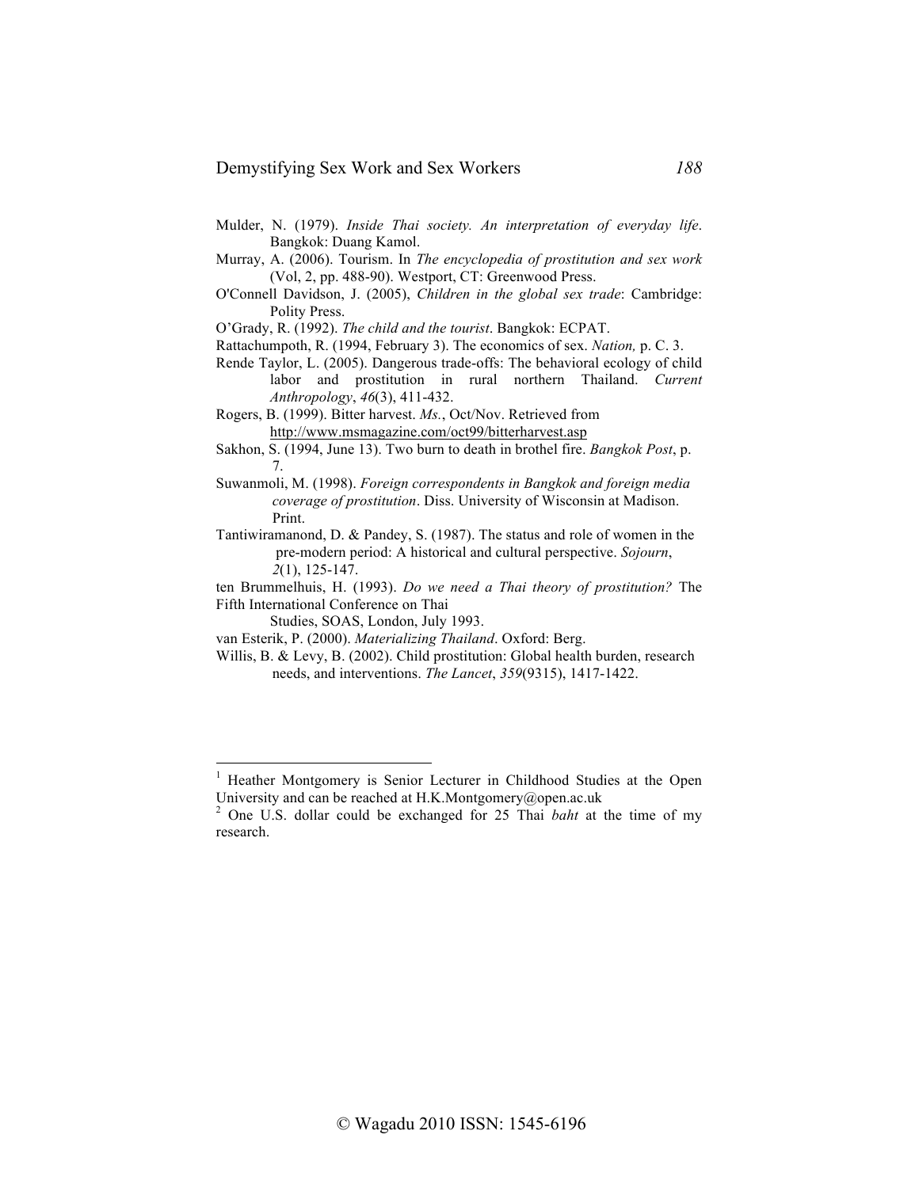Mulder, N. (1979). *Inside Thai society. An interpretation of everyday life*. Bangkok: Duang Kamol.

Murray, A. (2006). Tourism. In *The encyclopedia of prostitution and sex work* (Vol, 2, pp. 488-90). Westport, CT: Greenwood Press.

O'Connell Davidson, J. (2005), *Children in the global sex trade*: Cambridge: Polity Press.

O'Grady, R. (1992). *The child and the tourist*. Bangkok: ECPAT.

Rattachumpoth, R. (1994, February 3). The economics of sex. *Nation,* p. C. 3.

Rende Taylor, L. (2005). Dangerous trade-offs: The behavioral ecology of child labor and prostitution in rural northern Thailand. *Current Anthropology*, *46*(3), 411-432.

Rogers, B. (1999). Bitter harvest. *Ms.*, Oct/Nov. Retrieved from http://www.msmagazine.com/oct99/bitterharvest.asp

Sakhon, S. (1994, June 13). Two burn to death in brothel fire. *Bangkok Post*, p. 7.

Suwanmoli, M. (1998). *Foreign correspondents in Bangkok and foreign media coverage of prostitution*. Diss. University of Wisconsin at Madison. Print.

Tantiwiramanond, D. & Pandey, S. (1987). The status and role of women in the pre-modern period: A historical and cultural perspective. *Sojourn*, *2*(1), 125-147.

ten Brummelhuis, H. (1993). *Do we need a Thai theory of prostitution?* The Fifth International Conference on Thai Studies, SOAS, London, July 1993.

van Esterik, P. (2000). *Materializing Thailand*. Oxford: Berg.

Willis, B. & Levy, B. (2002). Child prostitution: Global health burden, research needs, and interventions. *The Lancet*, *359*(9315), 1417-1422.

---

[1] Heather Montgomery is Senior Lecturer in Childhood Studies at the Open University and can be reached at H.K.Montgomery@open.ac.uk

[2] One U.S. dollar could be exchanged for 25 Thai *baht* at the time of my research.